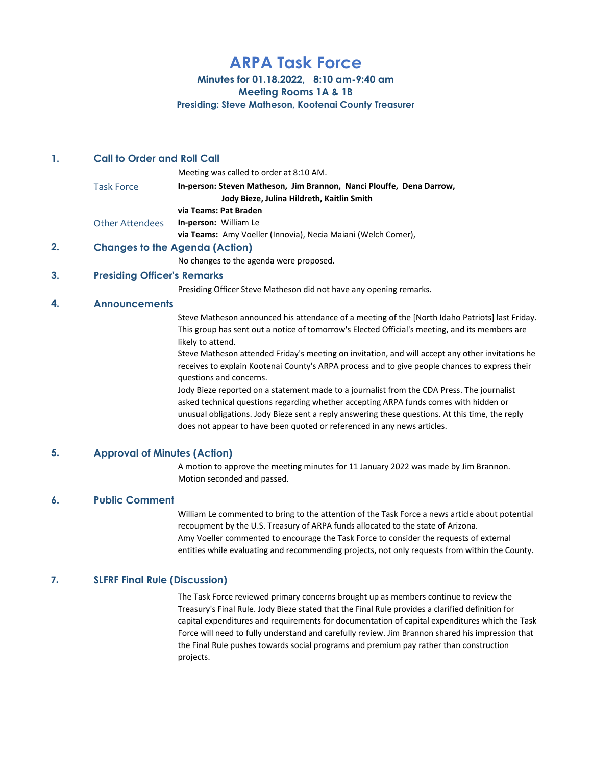# ARPA Task Force

**Minutes for 01.18.2022, 8:10 am-9:40 am**
**Meeting Rooms 1A & 1B**
**Presiding: Steve Matheson, Kootenai County Treasurer**

## 1. Call to Order and Roll Call

Meeting was called to order at 8:10 AM.

**Task Force**
**In-person: Steven Matheson, Jim Brannon, Nanci Plouffe, Dena Darrow, Jody Bieze, Julina Hildreth, Kaitlin Smith**
**via Teams: Pat Braden**

**Other Attendees**
**In-person:** William Le
**via Teams:** Amy Voeller (Innovia), Necia Maiani (Welch Comer),

## 2. Changes to the Agenda (Action)

No changes to the agenda were proposed.

## 3. Presiding Officer's Remarks

Presiding Officer Steve Matheson did not have any opening remarks.

## 4. Announcements

Steve Matheson announced his attendance of a meeting of the [North Idaho Patriots] last Friday. This group has sent out a notice of tomorrow's Elected Official's meeting, and its members are likely to attend.

Steve Matheson attended Friday's meeting on invitation, and will accept any other invitations he receives to explain Kootenai County's ARPA process and to give people chances to express their questions and concerns.

Jody Bieze reported on a statement made to a journalist from the CDA Press. The journalist asked technical questions regarding whether accepting ARPA funds comes with hidden or unusual obligations. Jody Bieze sent a reply answering these questions. At this time, the reply does not appear to have been quoted or referenced in any news articles.

## 5. Approval of Minutes (Action)

A motion to approve the meeting minutes for 11 January 2022 was made by Jim Brannon. Motion seconded and passed.

## 6. Public Comment

William Le commented to bring to the attention of the Task Force a news article about potential recoupment by the U.S. Treasury of ARPA funds allocated to the state of Arizona.

Amy Voeller commented to encourage the Task Force to consider the requests of external entities while evaluating and recommending projects, not only requests from within the County.

## 7. SLFRF Final Rule (Discussion)

The Task Force reviewed primary concerns brought up as members continue to review the Treasury's Final Rule. Jody Bieze stated that the Final Rule provides a clarified definition for capital expenditures and requirements for documentation of capital expenditures which the Task Force will need to fully understand and carefully review. Jim Brannon shared his impression that the Final Rule pushes towards social programs and premium pay rather than construction projects.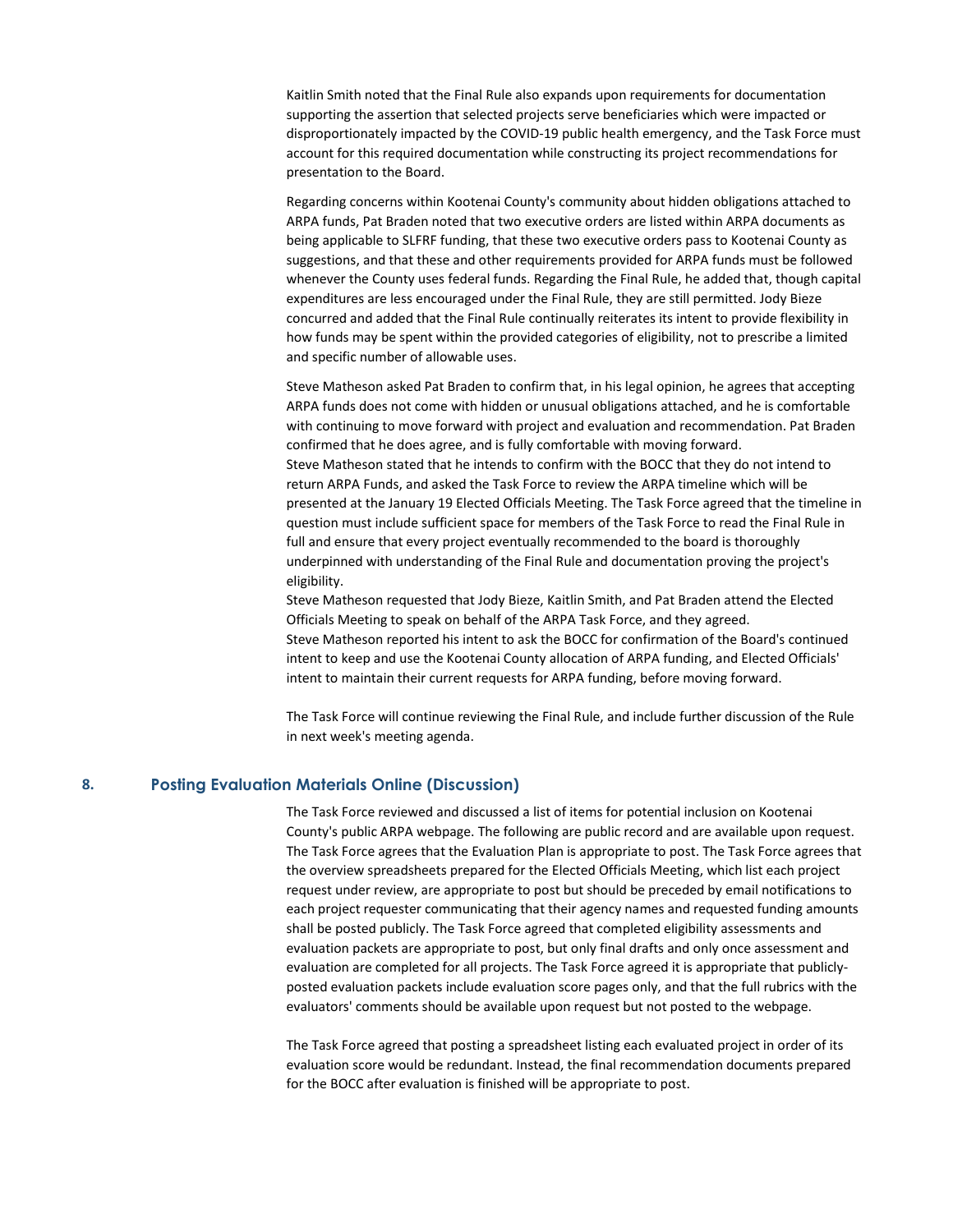Kaitlin Smith noted that the Final Rule also expands upon requirements for documentation supporting the assertion that selected projects serve beneficiaries which were impacted or disproportionately impacted by the COVID-19 public health emergency, and the Task Force must account for this required documentation while constructing its project recommendations for presentation to the Board.

Regarding concerns within Kootenai County's community about hidden obligations attached to ARPA funds, Pat Braden noted that two executive orders are listed within ARPA documents as being applicable to SLFRF funding, that these two executive orders pass to Kootenai County as suggestions, and that these and other requirements provided for ARPA funds must be followed whenever the County uses federal funds. Regarding the Final Rule, he added that, though capital expenditures are less encouraged under the Final Rule, they are still permitted. Jody Bieze concurred and added that the Final Rule continually reiterates its intent to provide flexibility in how funds may be spent within the provided categories of eligibility, not to prescribe a limited and specific number of allowable uses.

Steve Matheson asked Pat Braden to confirm that, in his legal opinion, he agrees that accepting ARPA funds does not come with hidden or unusual obligations attached, and he is comfortable with continuing to move forward with project and evaluation and recommendation. Pat Braden confirmed that he does agree, and is fully comfortable with moving forward.
Steve Matheson stated that he intends to confirm with the BOCC that they do not intend to return ARPA Funds, and asked the Task Force to review the ARPA timeline which will be presented at the January 19 Elected Officials Meeting. The Task Force agreed that the timeline in question must include sufficient space for members of the Task Force to read the Final Rule in full and ensure that every project eventually recommended to the board is thoroughly underpinned with understanding of the Final Rule and documentation proving the project's eligibility.
Steve Matheson requested that Jody Bieze, Kaitlin Smith, and Pat Braden attend the Elected Officials Meeting to speak on behalf of the ARPA Task Force, and they agreed.
Steve Matheson reported his intent to ask the BOCC for confirmation of the Board's continued intent to keep and use the Kootenai County allocation of ARPA funding, and Elected Officials' intent to maintain their current requests for ARPA funding, before moving forward.

The Task Force will continue reviewing the Final Rule, and include further discussion of the Rule in next week's meeting agenda.

## 8. Posting Evaluation Materials Online (Discussion)

The Task Force reviewed and discussed a list of items for potential inclusion on Kootenai County's public ARPA webpage. The following are public record and are available upon request. The Task Force agrees that the Evaluation Plan is appropriate to post. The Task Force agrees that the overview spreadsheets prepared for the Elected Officials Meeting, which list each project request under review, are appropriate to post but should be preceded by email notifications to each project requester communicating that their agency names and requested funding amounts shall be posted publicly. The Task Force agreed that completed eligibility assessments and evaluation packets are appropriate to post, but only final drafts and only once assessment and evaluation are completed for all projects. The Task Force agreed it is appropriate that publicly-posted evaluation packets include evaluation score pages only, and that the full rubrics with the evaluators' comments should be available upon request but not posted to the webpage.

The Task Force agreed that posting a spreadsheet listing each evaluated project in order of its evaluation score would be redundant. Instead, the final recommendation documents prepared for the BOCC after evaluation is finished will be appropriate to post.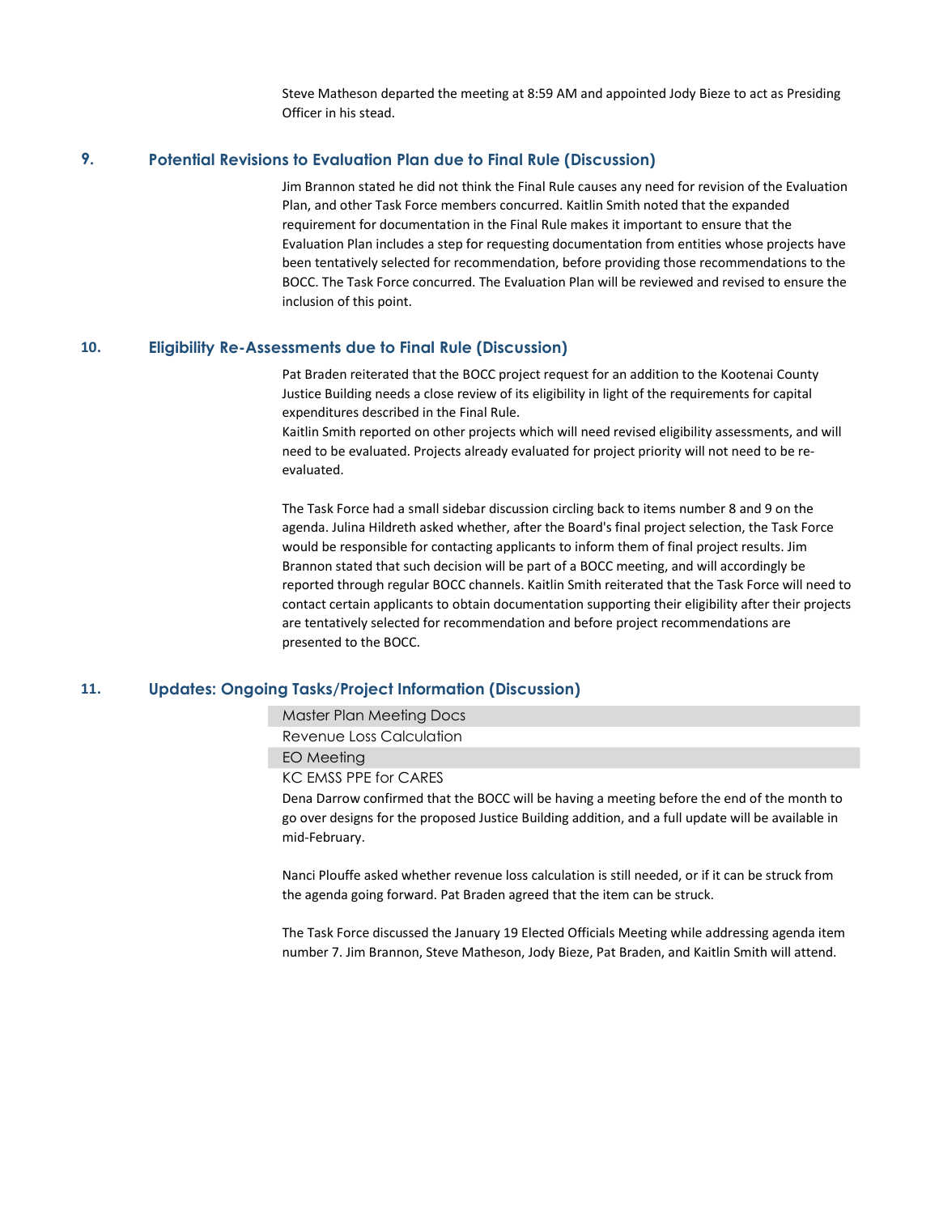Steve Matheson departed the meeting at 8:59 AM and appointed Jody Bieze to act as Presiding Officer in his stead.

## 9. Potential Revisions to Evaluation Plan due to Final Rule (Discussion)

Jim Brannon stated he did not think the Final Rule causes any need for revision of the Evaluation Plan, and other Task Force members concurred. Kaitlin Smith noted that the expanded requirement for documentation in the Final Rule makes it important to ensure that the Evaluation Plan includes a step for requesting documentation from entities whose projects have been tentatively selected for recommendation, before providing those recommendations to the BOCC. The Task Force concurred. The Evaluation Plan will be reviewed and revised to ensure the inclusion of this point.

## 10. Eligibility Re-Assessments due to Final Rule (Discussion)

Pat Braden reiterated that the BOCC project request for an addition to the Kootenai County Justice Building needs a close review of its eligibility in light of the requirements for capital expenditures described in the Final Rule.
Kaitlin Smith reported on other projects which will need revised eligibility assessments, and will need to be evaluated. Projects already evaluated for project priority will not need to be re-evaluated.

The Task Force had a small sidebar discussion circling back to items number 8 and 9 on the agenda. Julina Hildreth asked whether, after the Board's final project selection, the Task Force would be responsible for contacting applicants to inform them of final project results. Jim Brannon stated that such decision will be part of a BOCC meeting, and will accordingly be reported through regular BOCC channels. Kaitlin Smith reiterated that the Task Force will need to contact certain applicants to obtain documentation supporting their eligibility after their projects are tentatively selected for recommendation and before project recommendations are presented to the BOCC.

## 11. Updates: Ongoing Tasks/Project Information (Discussion)

- Master Plan Meeting Docs
- Revenue Loss Calculation
- EO Meeting
- KC EMSS PPE for CARES

Dena Darrow confirmed that the BOCC will be having a meeting before the end of the month to go over designs for the proposed Justice Building addition, and a full update will be available in mid-February.

Nanci Plouffe asked whether revenue loss calculation is still needed, or if it can be struck from the agenda going forward. Pat Braden agreed that the item can be struck.

The Task Force discussed the January 19 Elected Officials Meeting while addressing agenda item number 7. Jim Brannon, Steve Matheson, Jody Bieze, Pat Braden, and Kaitlin Smith will attend.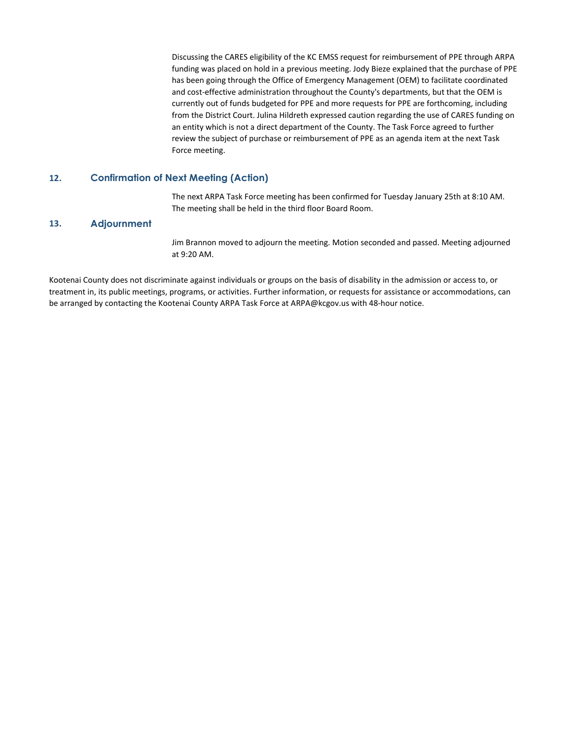Discussing the CARES eligibility of the KC EMSS request for reimbursement of PPE through ARPA funding was placed on hold in a previous meeting. Jody Bieze explained that the purchase of PPE has been going through the Office of Emergency Management (OEM) to facilitate coordinated and cost-effective administration throughout the County's departments, but that the OEM is currently out of funds budgeted for PPE and more requests for PPE are forthcoming, including from the District Court. Julina Hildreth expressed caution regarding the use of CARES funding on an entity which is not a direct department of the County. The Task Force agreed to further review the subject of purchase or reimbursement of PPE as an agenda item at the next Task Force meeting.

## 12. Confirmation of Next Meeting (Action)

The next ARPA Task Force meeting has been confirmed for Tuesday January 25th at 8:10 AM. The meeting shall be held in the third floor Board Room.

## 13. Adjournment

Jim Brannon moved to adjourn the meeting. Motion seconded and passed. Meeting adjourned at 9:20 AM.

Kootenai County does not discriminate against individuals or groups on the basis of disability in the admission or access to, or treatment in, its public meetings, programs, or activities. Further information, or requests for assistance or accommodations, can be arranged by contacting the Kootenai County ARPA Task Force at ARPA@kcgov.us with 48-hour notice.